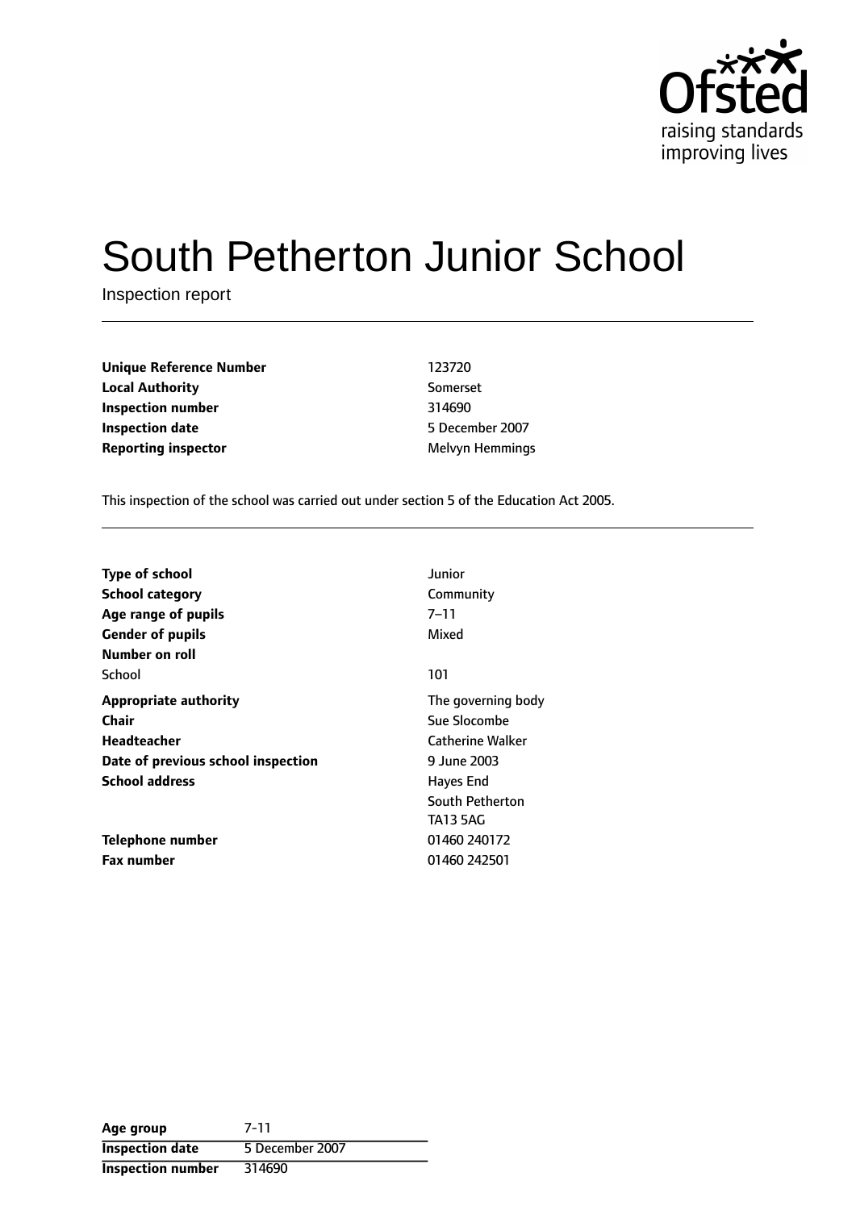# South Petherton Junior School

Inspection report

| | |
|---|---|
| **Unique Reference Number** | 123720 |
| **Local Authority** | Somerset |
| **Inspection number** | 314690 |
| **Inspection date** | 5 December 2007 |
| **Reporting inspector** | Melvyn Hemmings |

This inspection of the school was carried out under section 5 of the Education Act 2005.

| | |
|---|---|
| **Type of school** | Junior |
| **School category** | Community |
| **Age range of pupils** | 7–11 |
| **Gender of pupils** | Mixed |
| **Number on roll** | |
| School | 101 |
| **Appropriate authority** | The governing body |
| **Chair** | Sue Slocombe |
| **Headteacher** | Catherine Walker |
| **Date of previous school inspection** | 9 June 2003 |
| **School address** | Hayes End<br>South Petherton<br>TA13 5AG |
| **Telephone number** | 01460 240172 |
| **Fax number** | 01460 242501 |

| | |
|---|---|
| **Age group** | 7-11 |
| **Inspection date** | 5 December 2007 |
| **Inspection number** | 314690 |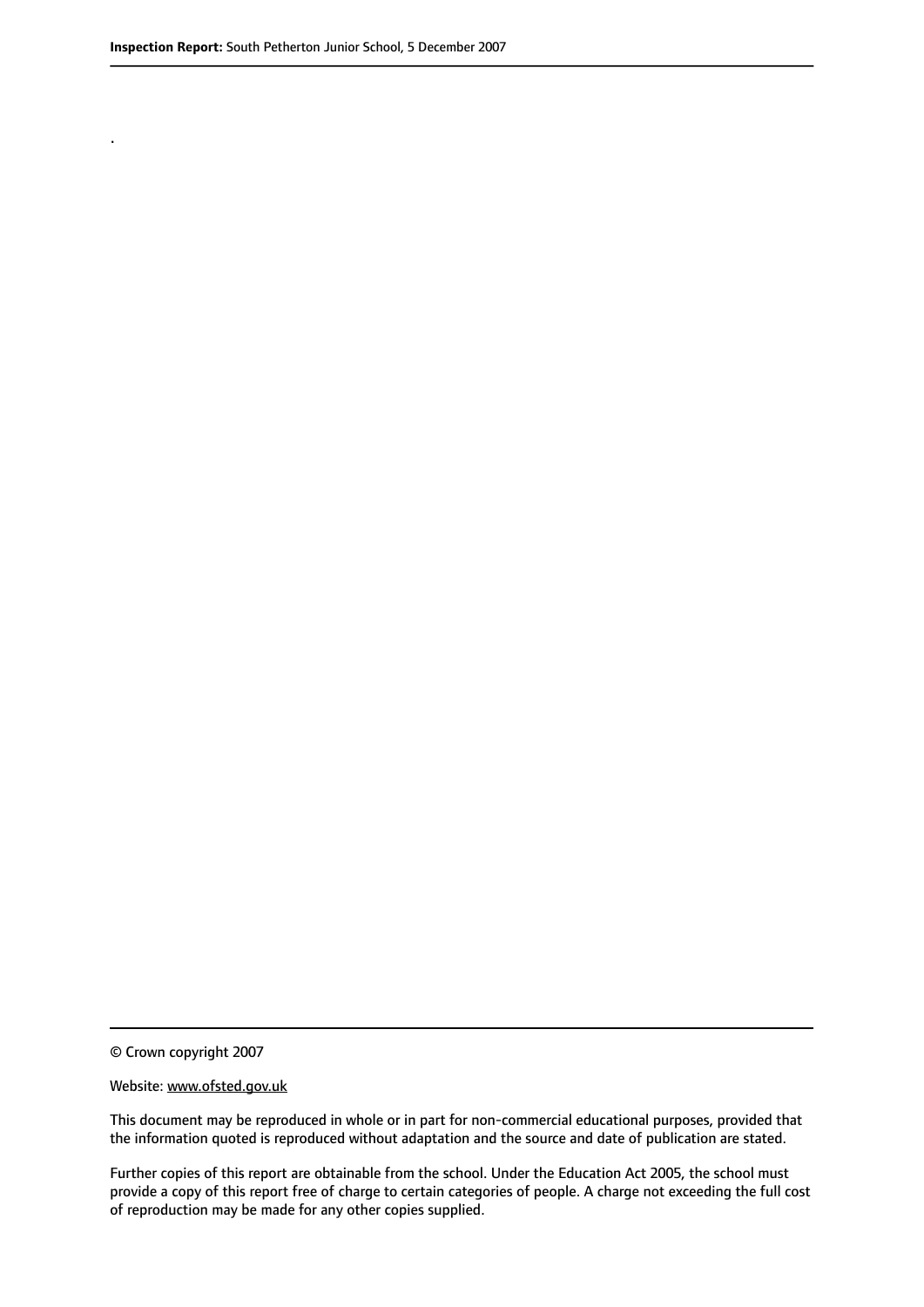.

© Crown copyright 2007

Website: www.ofsted.gov.uk

This document may be reproduced in whole or in part for non-commercial educational purposes, provided that the information quoted is reproduced without adaptation and the source and date of publication are stated.

Further copies of this report are obtainable from the school. Under the Education Act 2005, the school must provide a copy of this report free of charge to certain categories of people. A charge not exceeding the full cost of reproduction may be made for any other copies supplied.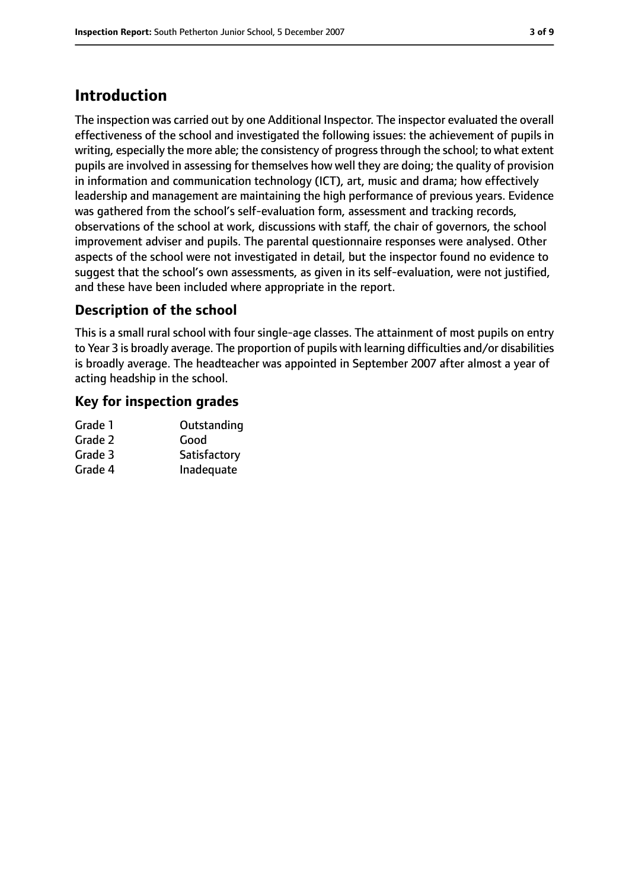# Introduction

The inspection was carried out by one Additional Inspector. The inspector evaluated the overall effectiveness of the school and investigated the following issues: the achievement of pupils in writing, especially the more able; the consistency of progress through the school; to what extent pupils are involved in assessing for themselves how well they are doing; the quality of provision in information and communication technology (ICT), art, music and drama; how effectively leadership and management are maintaining the high performance of previous years. Evidence was gathered from the school's self-evaluation form, assessment and tracking records, observations of the school at work, discussions with staff, the chair of governors, the school improvement adviser and pupils. The parental questionnaire responses were analysed. Other aspects of the school were not investigated in detail, but the inspector found no evidence to suggest that the school's own assessments, as given in its self-evaluation, were not justified, and these have been included where appropriate in the report.

## Description of the school

This is a small rural school with four single-age classes. The attainment of most pupils on entry to Year 3 is broadly average. The proportion of pupils with learning difficulties and/or disabilities is broadly average. The headteacher was appointed in September 2007 after almost a year of acting headship in the school.

## Key for inspection grades

| | |
|---|---|
| Grade 1 | Outstanding |
| Grade 2 | Good |
| Grade 3 | Satisfactory |
| Grade 4 | Inadequate |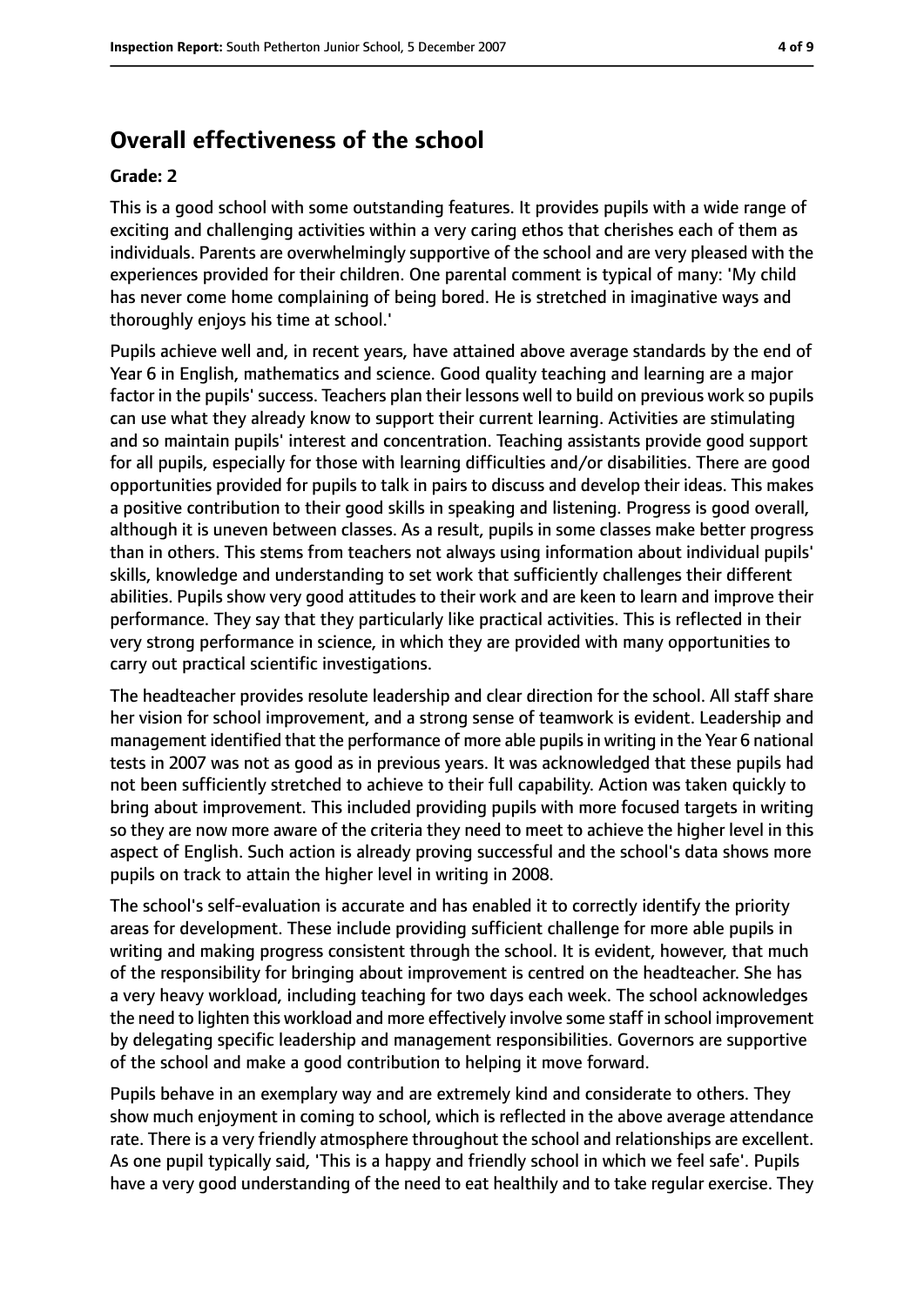## Overall effectiveness of the school

### Grade: 2

This is a good school with some outstanding features. It provides pupils with a wide range of exciting and challenging activities within a very caring ethos that cherishes each of them as individuals. Parents are overwhelmingly supportive of the school and are very pleased with the experiences provided for their children. One parental comment is typical of many: 'My child has never come home complaining of being bored. He is stretched in imaginative ways and thoroughly enjoys his time at school.'

Pupils achieve well and, in recent years, have attained above average standards by the end of Year 6 in English, mathematics and science. Good quality teaching and learning are a major factor in the pupils' success. Teachers plan their lessons well to build on previous work so pupils can use what they already know to support their current learning. Activities are stimulating and so maintain pupils' interest and concentration. Teaching assistants provide good support for all pupils, especially for those with learning difficulties and/or disabilities. There are good opportunities provided for pupils to talk in pairs to discuss and develop their ideas. This makes a positive contribution to their good skills in speaking and listening. Progress is good overall, although it is uneven between classes. As a result, pupils in some classes make better progress than in others. This stems from teachers not always using information about individual pupils' skills, knowledge and understanding to set work that sufficiently challenges their different abilities. Pupils show very good attitudes to their work and are keen to learn and improve their performance. They say that they particularly like practical activities. This is reflected in their very strong performance in science, in which they are provided with many opportunities to carry out practical scientific investigations.

The headteacher provides resolute leadership and clear direction for the school. All staff share her vision for school improvement, and a strong sense of teamwork is evident. Leadership and management identified that the performance of more able pupils in writing in the Year 6 national tests in 2007 was not as good as in previous years. It was acknowledged that these pupils had not been sufficiently stretched to achieve to their full capability. Action was taken quickly to bring about improvement. This included providing pupils with more focused targets in writing so they are now more aware of the criteria they need to meet to achieve the higher level in this aspect of English. Such action is already proving successful and the school's data shows more pupils on track to attain the higher level in writing in 2008.

The school's self-evaluation is accurate and has enabled it to correctly identify the priority areas for development. These include providing sufficient challenge for more able pupils in writing and making progress consistent through the school. It is evident, however, that much of the responsibility for bringing about improvement is centred on the headteacher. She has a very heavy workload, including teaching for two days each week. The school acknowledges the need to lighten this workload and more effectively involve some staff in school improvement by delegating specific leadership and management responsibilities. Governors are supportive of the school and make a good contribution to helping it move forward.

Pupils behave in an exemplary way and are extremely kind and considerate to others. They show much enjoyment in coming to school, which is reflected in the above average attendance rate. There is a very friendly atmosphere throughout the school and relationships are excellent. As one pupil typically said, 'This is a happy and friendly school in which we feel safe'. Pupils have a very good understanding of the need to eat healthily and to take regular exercise. They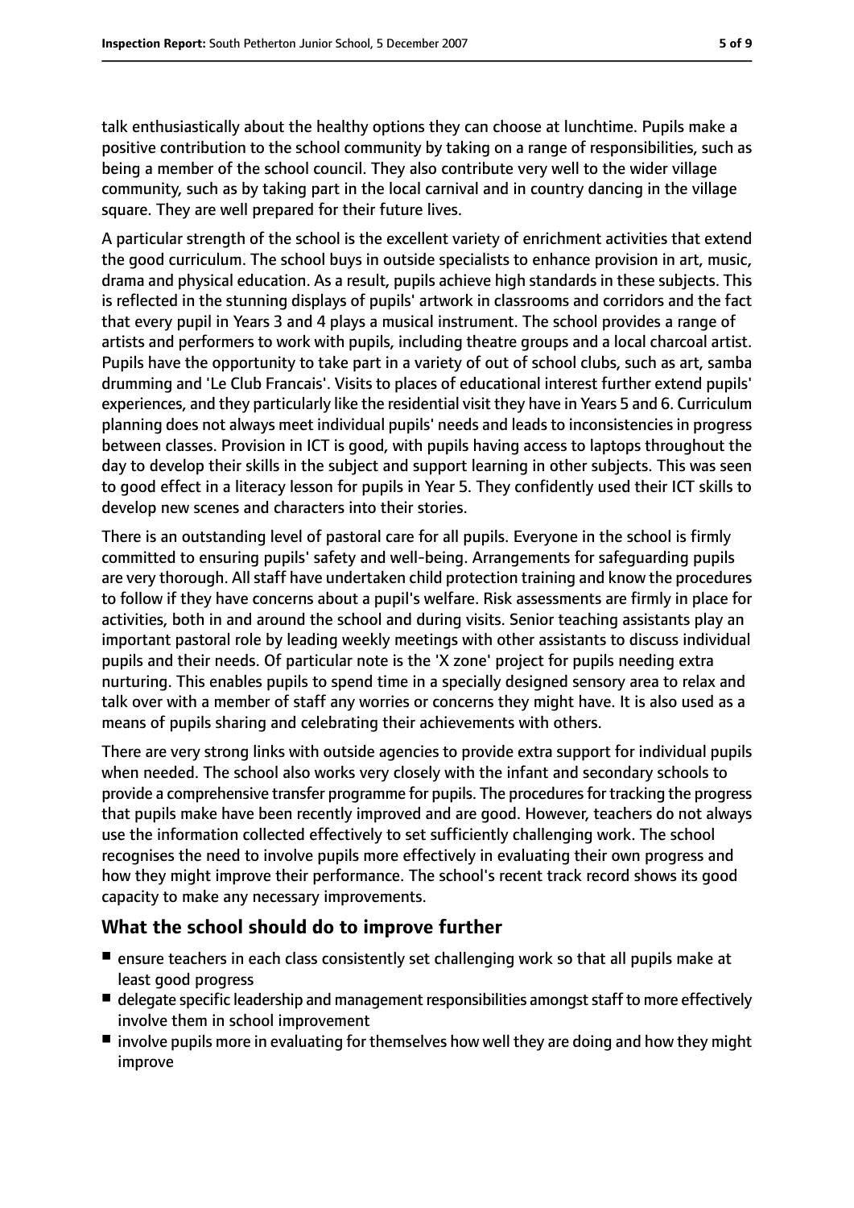talk enthusiastically about the healthy options they can choose at lunchtime. Pupils make a positive contribution to the school community by taking on a range of responsibilities, such as being a member of the school council. They also contribute very well to the wider village community, such as by taking part in the local carnival and in country dancing in the village square. They are well prepared for their future lives.

A particular strength of the school is the excellent variety of enrichment activities that extend the good curriculum. The school buys in outside specialists to enhance provision in art, music, drama and physical education. As a result, pupils achieve high standards in these subjects. This is reflected in the stunning displays of pupils' artwork in classrooms and corridors and the fact that every pupil in Years 3 and 4 plays a musical instrument. The school provides a range of artists and performers to work with pupils, including theatre groups and a local charcoal artist. Pupils have the opportunity to take part in a variety of out of school clubs, such as art, samba drumming and 'Le Club Francais'. Visits to places of educational interest further extend pupils' experiences, and they particularly like the residential visit they have in Years 5 and 6. Curriculum planning does not always meet individual pupils' needs and leads to inconsistencies in progress between classes. Provision in ICT is good, with pupils having access to laptops throughout the day to develop their skills in the subject and support learning in other subjects. This was seen to good effect in a literacy lesson for pupils in Year 5. They confidently used their ICT skills to develop new scenes and characters into their stories.

There is an outstanding level of pastoral care for all pupils. Everyone in the school is firmly committed to ensuring pupils' safety and well-being. Arrangements for safeguarding pupils are very thorough. All staff have undertaken child protection training and know the procedures to follow if they have concerns about a pupil's welfare. Risk assessments are firmly in place for activities, both in and around the school and during visits. Senior teaching assistants play an important pastoral role by leading weekly meetings with other assistants to discuss individual pupils and their needs. Of particular note is the 'X zone' project for pupils needing extra nurturing. This enables pupils to spend time in a specially designed sensory area to relax and talk over with a member of staff any worries or concerns they might have. It is also used as a means of pupils sharing and celebrating their achievements with others.

There are very strong links with outside agencies to provide extra support for individual pupils when needed. The school also works very closely with the infant and secondary schools to provide a comprehensive transfer programme for pupils. The procedures for tracking the progress that pupils make have been recently improved and are good. However, teachers do not always use the information collected effectively to set sufficiently challenging work. The school recognises the need to involve pupils more effectively in evaluating their own progress and how they might improve their performance. The school's recent track record shows its good capacity to make any necessary improvements.

## What the school should do to improve further

- ensure teachers in each class consistently set challenging work so that all pupils make at least good progress
- delegate specific leadership and management responsibilities amongst staff to more effectively involve them in school improvement
- involve pupils more in evaluating for themselves how well they are doing and how they might improve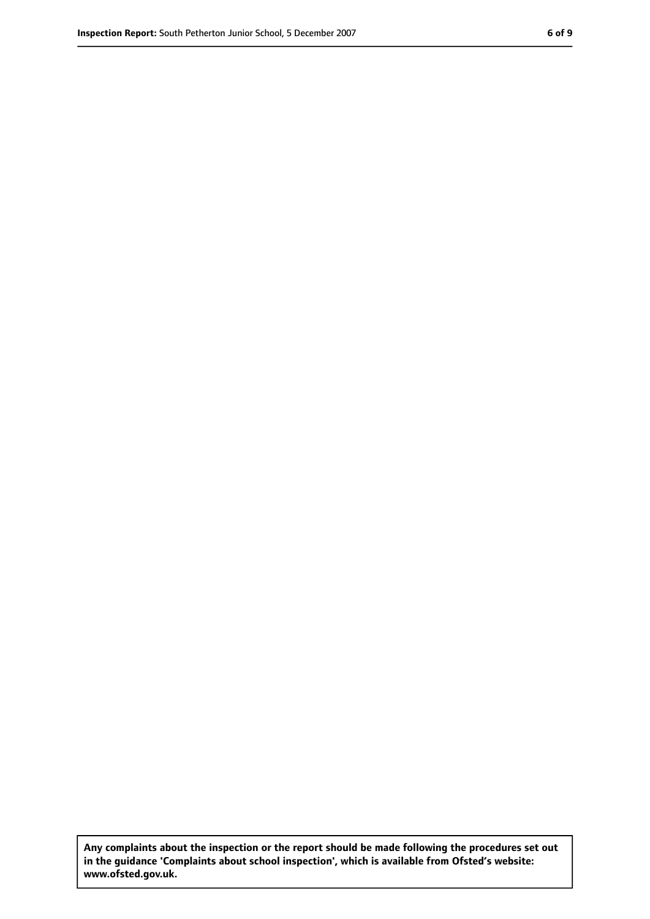**Any complaints about the inspection or the report should be made following the procedures set out in the guidance 'Complaints about school inspection', which is available from Ofsted's website: www.ofsted.gov.uk.**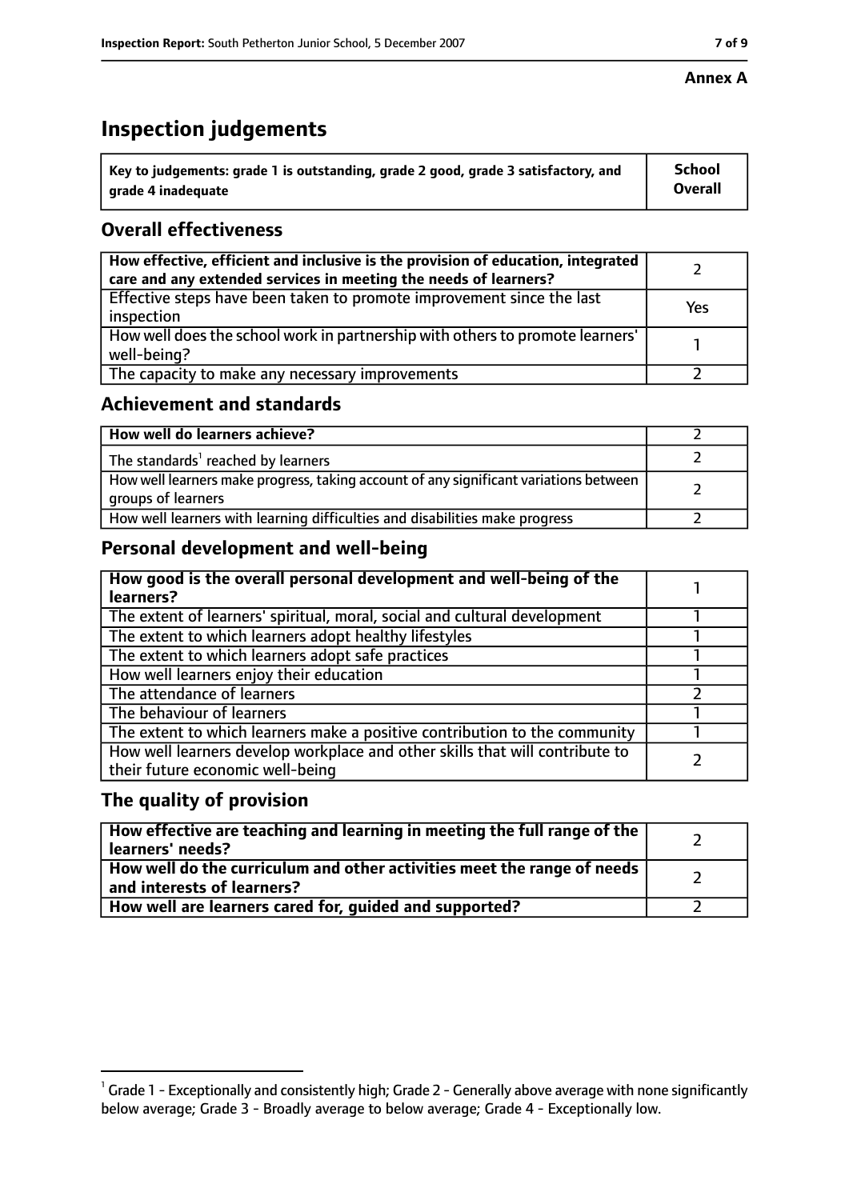**Annex A**

# Inspection judgements

| Key to judgements: grade 1 is outstanding, grade 2 good, grade 3 satisfactory, and grade 4 inadequate | School Overall |
|---|---|

## Overall effectiveness

| | |
|---|---|
| **How effective, efficient and inclusive is the provision of education, integrated care and any extended services in meeting the needs of learners?** | 2 |
| Effective steps have been taken to promote improvement since the last inspection | Yes |
| How well does the school work in partnership with others to promote learners' well-being? | 1 |
| The capacity to make any necessary improvements | 2 |

## Achievement and standards

| | |
|---|---|
| **How well do learners achieve?** | 2 |
| The standards[1] reached by learners | 2 |
| How well learners make progress, taking account of any significant variations between groups of learners | 2 |
| How well learners with learning difficulties and disabilities make progress | 2 |

## Personal development and well-being

| | |
|---|---|
| **How good is the overall personal development and well-being of the learners?** | 1 |
| The extent of learners' spiritual, moral, social and cultural development | 1 |
| The extent to which learners adopt healthy lifestyles | 1 |
| The extent to which learners adopt safe practices | 1 |
| How well learners enjoy their education | 1 |
| The attendance of learners | 2 |
| The behaviour of learners | 1 |
| The extent to which learners make a positive contribution to the community | 1 |
| How well learners develop workplace and other skills that will contribute to their future economic well-being | 2 |

## The quality of provision

| | |
|---|---|
| **How effective are teaching and learning in meeting the full range of the learners' needs?** | 2 |
| **How well do the curriculum and other activities meet the range of needs and interests of learners?** | 2 |
| **How well are learners cared for, guided and supported?** | 2 |

[1] Grade 1 - Exceptionally and consistently high; Grade 2 - Generally above average with none significantly below average; Grade 3 - Broadly average to below average; Grade 4 - Exceptionally low.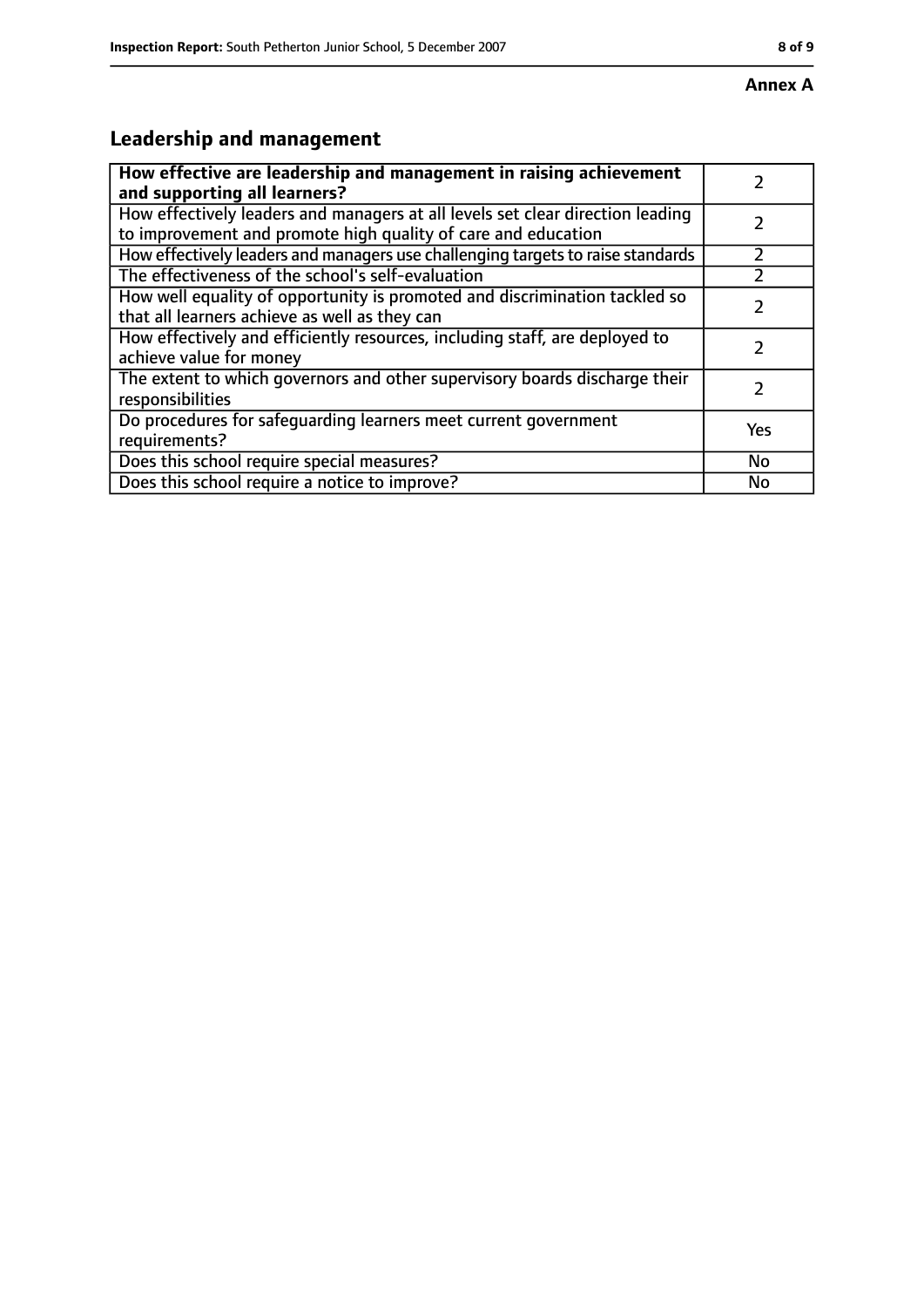**Annex A**

## Leadership and management

| **How effective are leadership and management in raising achievement and supporting all learners?** | 2 |
|---|---|
| How effectively leaders and managers at all levels set clear direction leading to improvement and promote high quality of care and education | 2 |
| How effectively leaders and managers use challenging targets to raise standards | 2 |
| The effectiveness of the school's self-evaluation | 2 |
| How well equality of opportunity is promoted and discrimination tackled so that all learners achieve as well as they can | 2 |
| How effectively and efficiently resources, including staff, are deployed to achieve value for money | 2 |
| The extent to which governors and other supervisory boards discharge their responsibilities | 2 |
| Do procedures for safeguarding learners meet current government requirements? | Yes |
| Does this school require special measures? | No |
| Does this school require a notice to improve? | No |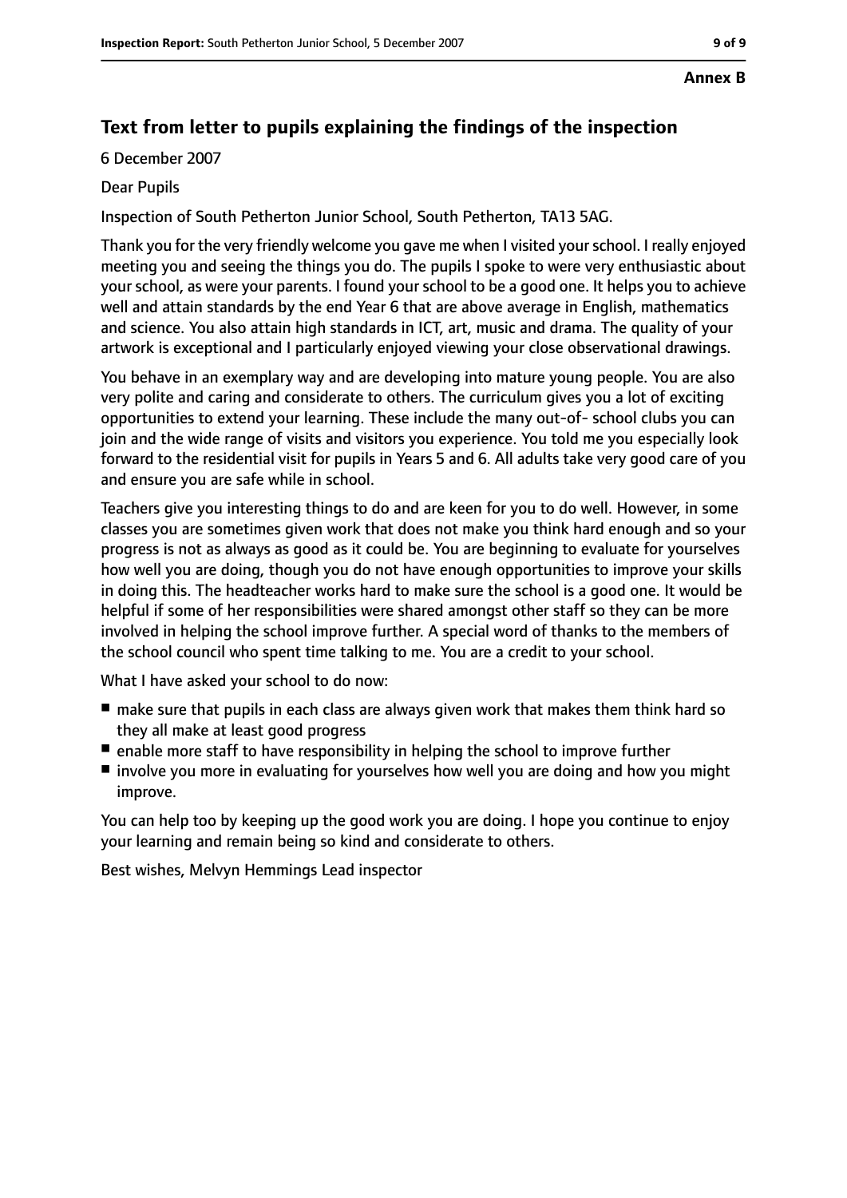**Annex B**

## Text from letter to pupils explaining the findings of the inspection

6 December 2007

Dear Pupils

Inspection of South Petherton Junior School, South Petherton, TA13 5AG.

Thank you for the very friendly welcome you gave me when I visited your school. I really enjoyed meeting you and seeing the things you do. The pupils I spoke to were very enthusiastic about your school, as were your parents. I found your school to be a good one. It helps you to achieve well and attain standards by the end Year 6 that are above average in English, mathematics and science. You also attain high standards in ICT, art, music and drama. The quality of your artwork is exceptional and I particularly enjoyed viewing your close observational drawings.

You behave in an exemplary way and are developing into mature young people. You are also very polite and caring and considerate to others. The curriculum gives you a lot of exciting opportunities to extend your learning. These include the many out-of- school clubs you can join and the wide range of visits and visitors you experience. You told me you especially look forward to the residential visit for pupils in Years 5 and 6. All adults take very good care of you and ensure you are safe while in school.

Teachers give you interesting things to do and are keen for you to do well. However, in some classes you are sometimes given work that does not make you think hard enough and so your progress is not as always as good as it could be. You are beginning to evaluate for yourselves how well you are doing, though you do not have enough opportunities to improve your skills in doing this. The headteacher works hard to make sure the school is a good one. It would be helpful if some of her responsibilities were shared amongst other staff so they can be more involved in helping the school improve further. A special word of thanks to the members of the school council who spent time talking to me. You are a credit to your school.

What I have asked your school to do now:

- make sure that pupils in each class are always given work that makes them think hard so they all make at least good progress
- enable more staff to have responsibility in helping the school to improve further
- involve you more in evaluating for yourselves how well you are doing and how you might improve.

You can help too by keeping up the good work you are doing. I hope you continue to enjoy your learning and remain being so kind and considerate to others.

Best wishes, Melvyn Hemmings Lead inspector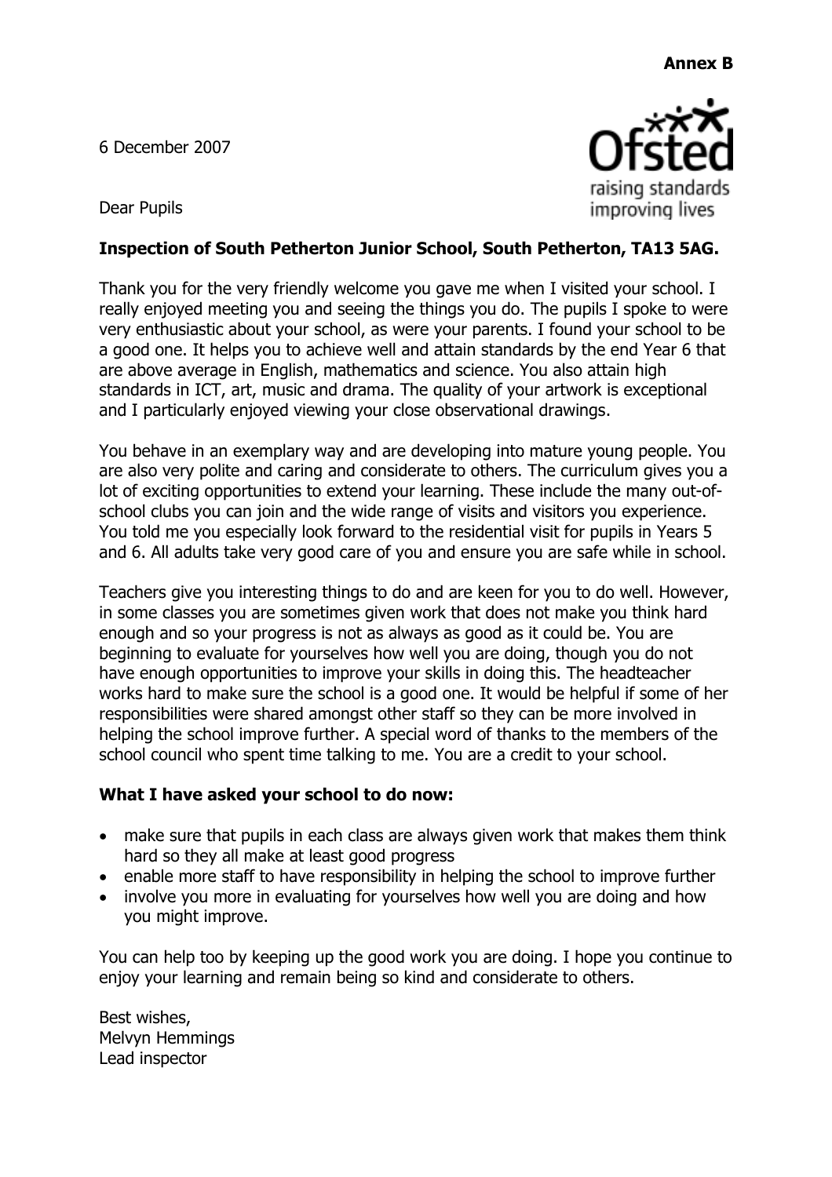**Annex B**

6 December 2007

Dear Pupils

**Inspection of South Petherton Junior School, South Petherton, TA13 5AG.**

Thank you for the very friendly welcome you gave me when I visited your school. I really enjoyed meeting you and seeing the things you do. The pupils I spoke to were very enthusiastic about your school, as were your parents. I found your school to be a good one. It helps you to achieve well and attain standards by the end Year 6 that are above average in English, mathematics and science. You also attain high standards in ICT, art, music and drama. The quality of your artwork is exceptional and I particularly enjoyed viewing your close observational drawings.

You behave in an exemplary way and are developing into mature young people. You are also very polite and caring and considerate to others. The curriculum gives you a lot of exciting opportunities to extend your learning. These include the many out-of-school clubs you can join and the wide range of visits and visitors you experience. You told me you especially look forward to the residential visit for pupils in Years 5 and 6. All adults take very good care of you and ensure you are safe while in school.

Teachers give you interesting things to do and are keen for you to do well. However, in some classes you are sometimes given work that does not make you think hard enough and so your progress is not as always as good as it could be. You are beginning to evaluate for yourselves how well you are doing, though you do not have enough opportunities to improve your skills in doing this. The headteacher works hard to make sure the school is a good one. It would be helpful if some of her responsibilities were shared amongst other staff so they can be more involved in helping the school improve further. A special word of thanks to the members of the school council who spent time talking to me. You are a credit to your school.

**What I have asked your school to do now:**

- make sure that pupils in each class are always given work that makes them think hard so they all make at least good progress
- enable more staff to have responsibility in helping the school to improve further
- involve you more in evaluating for yourselves how well you are doing and how you might improve.

You can help too by keeping up the good work you are doing. I hope you continue to enjoy your learning and remain being so kind and considerate to others.

Best wishes,
Melvyn Hemmings
Lead inspector